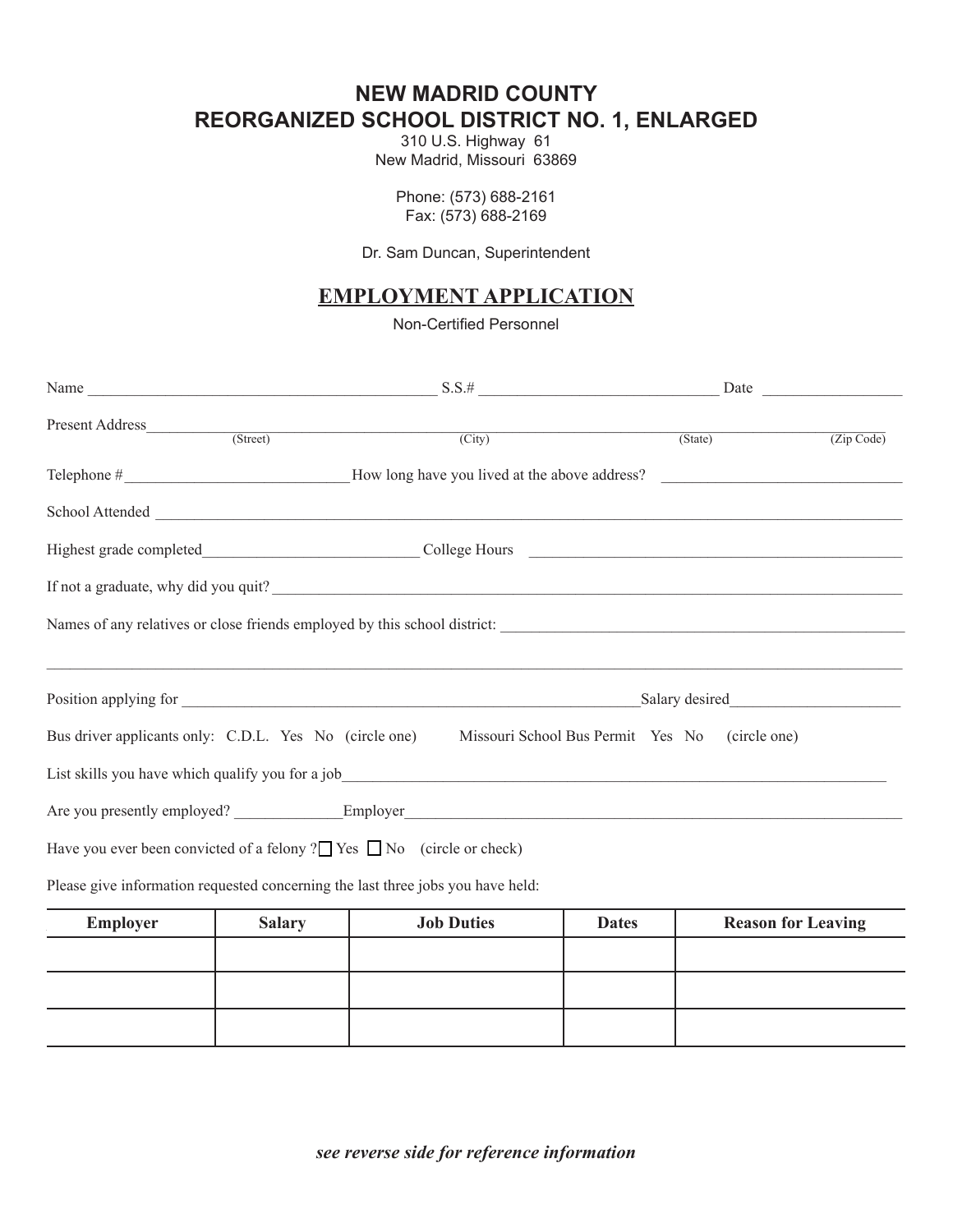# NEW MADRID COUNTY
# REORGANIZED SCHOOL DISTRICT NO. 1, ENLARGED

310 U.S. Highway 61
New Madrid, Missouri 63869

Phone: (573) 688-2161
Fax: (573) 688-2169

Dr. Sam Duncan, Superintendent

## EMPLOYMENT APPLICATION

Non-Certified Personnel

Name ________________________________________ S.S.# ____________________________ Date ________________

Present Address______________________________________________________________________________
(Street) (City) (State) (Zip Code)

Telephone #__________________________ How long have you lived at the above address? ____________________________

School Attended ______________________________________________________________________________

Highest grade completed__________________________ College Hours ____________________________________________

If not a graduate, why did you quit? ______________________________________________________________________

Names of any relatives or close friends employed by this school district: ____________________________________________

______________________________________________________________________________________________

Position applying for _________________________________________________________Salary desired____________________

Bus driver applicants only: C.D.L. Yes No (circle one) Missouri School Bus Permit Yes No (circle one)

List skills you have which qualify you for a job_______________________________________________________________________

Are you presently employed? _____________Employer____________________________________________________________

Have you ever been convicted of a felony ? ☐ Yes ☐ No (circle or check)

Please give information requested concerning the last three jobs you have held:

| Employer | Salary | Job Duties | Dates | Reason for Leaving |
|---|---|---|---|---|
| | | | | |
| | | | | |
| | | | | |

***see reverse side for reference information***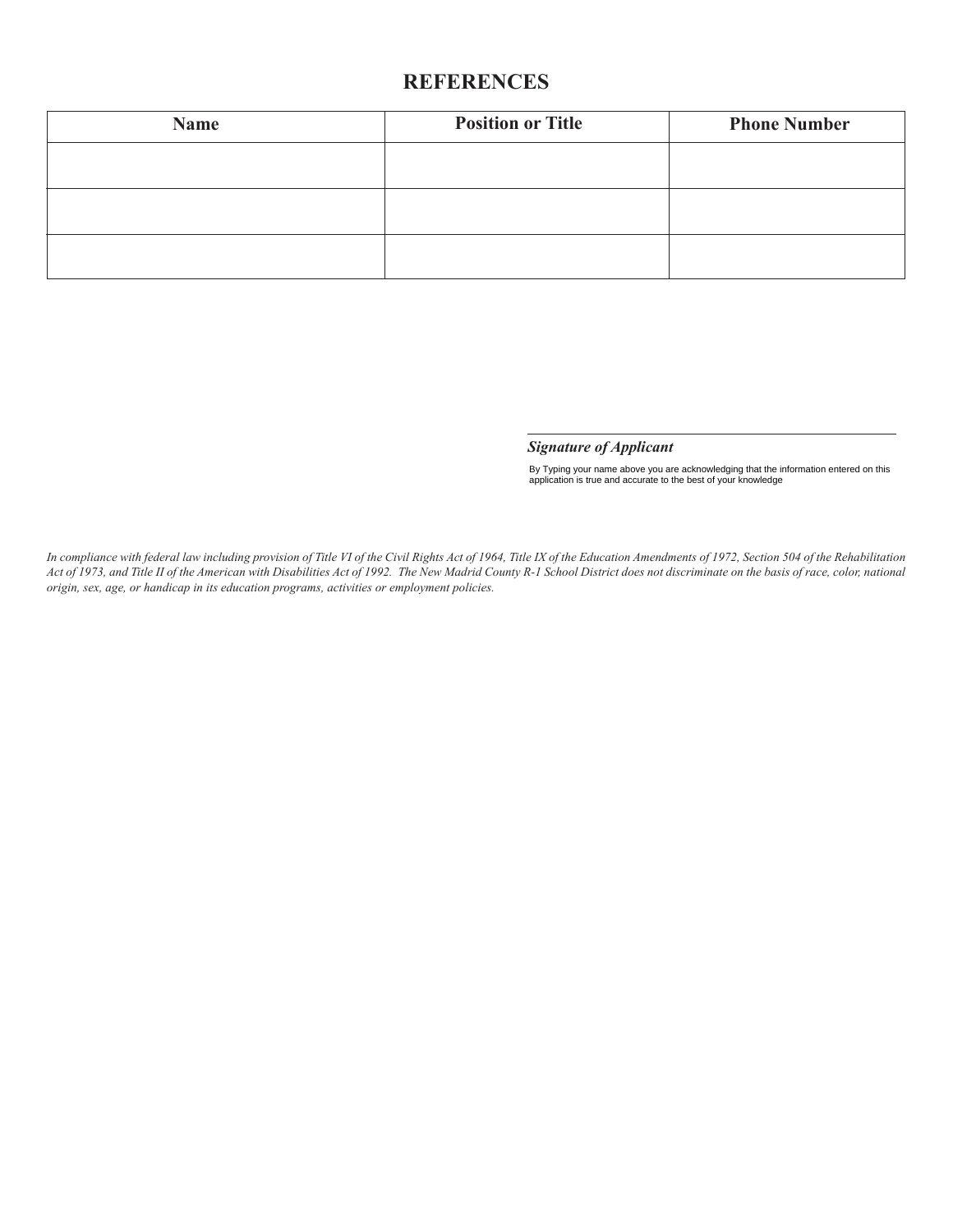## REFERENCES

| Name | Position or Title | Phone Number |
|---|---|---|
| | | |
| | | |
| | | |

---

***Signature of Applicant***

By Typing your name above you are acknowledging that the information entered on this application is true and accurate to the best of your knowledge

*In compliance with federal law including provision of Title VI of the Civil Rights Act of 1964, Title IX of the Education Amendments of 1972, Section 504 of the Rehabilitation Act of 1973, and Title II of the American with Disabilities Act of 1992. The New Madrid County R-1 School District does not discriminate on the basis of race, color, national origin, sex, age, or handicap in its education programs, activities or employment policies.*